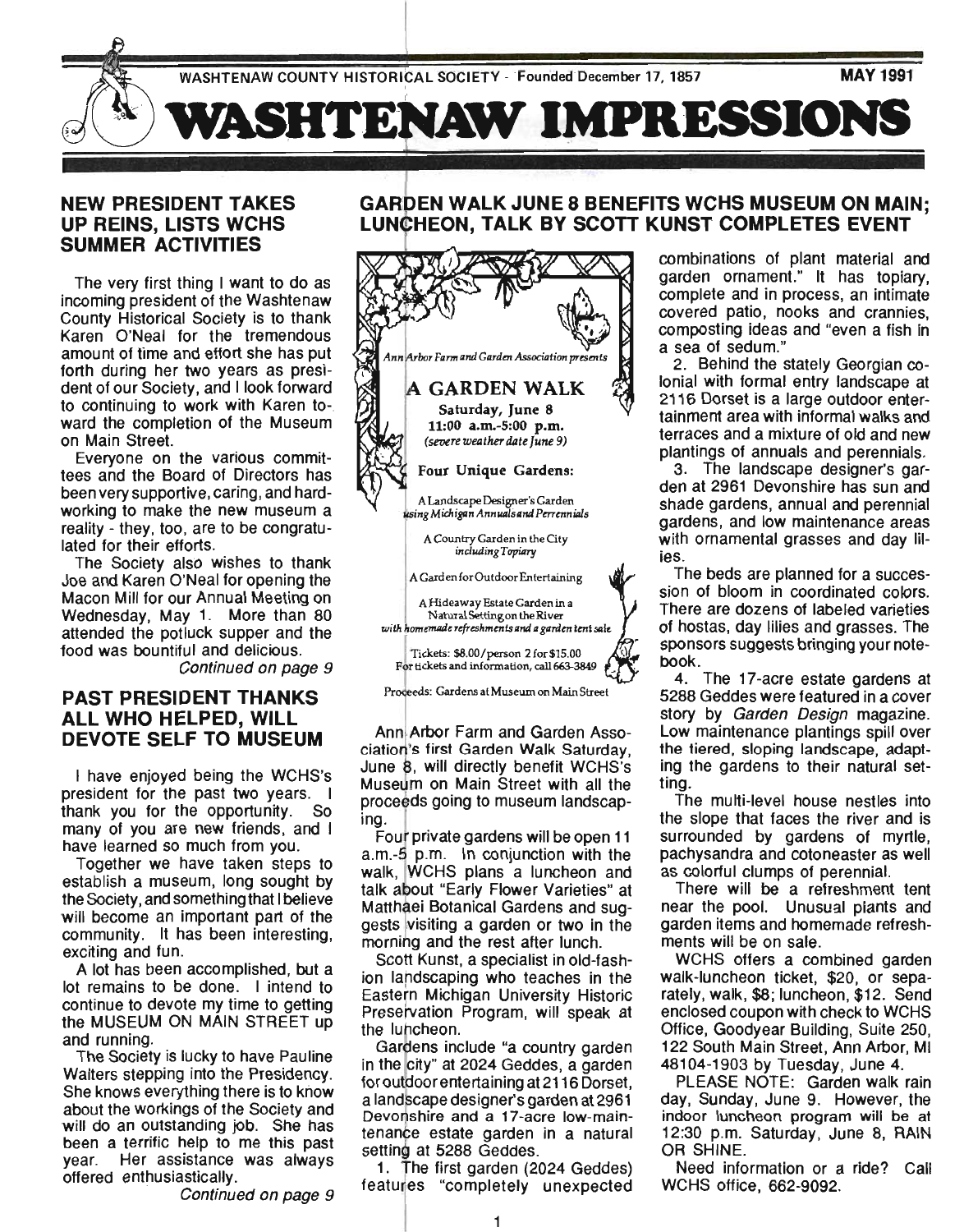WASHTENAW COUNTY HISTORICAL SOCIETY - Founded December 17, 1857 MAY 1991

# WASHTENAW IMPRESSIONS

## NEW PRESIDENT TAKES UP REINS, LISTS WCHS SUMMER ACTIVITIES

The very first thing I want to do as incoming president of the Washtenaw County Historical Society is to thank Karen O'Neal for the tremendous amount of time and effort she has put forth during her two years as president of our Society, and I look forward to continuing to work with Karen toward the completion of the Museum on Main Street.

Everyone on the various committees and the Board of Directors has been very supportive, caring, and hardworking to make the new museum a reality - they, too, are to be congratulated for their efforts.

The Society also wishes to thank Joe and Karen O'Neal for opening the Macon Mill for our Annual Meeting on Wednesday, May 1. More than 80 attended the potluck supper and the food was bountiful and delicious.

*Continued on page 9*

## PAST PRESIDENT THANKS ALL WHO HELPED, WILL DEVOTE SELF TO MUSEUM

I have enjoyed being the WCHS's president for the past two years. I thank you for the opportunity. So many of you are new friends, and I have learned so much from you.

Together we have taken steps to establish a museum, long sought by the Society, and something that I believe will become an important part of the community. It has been interesting, exciting and fun.

A lot has been accomplished, but a lot remains to be done. I intend to continue to devote my time to getting the MUSEUM ON MAIN STREET up and running.

The Society is lucky to have Pauline Walters stepping into the Presidency. She knows everything there is to know about the workings of the Society and will do an outstanding job. She has been a terrific help to me this past year. Her assistance was always offered enthusiastically.

*Continued on page 9*

## GARDEN WALK JUNE 8 BENEFITS WCHS MUSEUM ON MAIN; LUNCHEON, TALK BY SCOTT KUNST COMPLETES EVENT

*Ann Arbor Farm and Garden Association presents*

**A GARDEN WALK**

**Saturday, June 8**
**11:00 a.m.-5:00 p.m.**
*(severe weather date June 9)*

**Four Unique Gardens:**

A Landscape Designer's Garden *using Michigan Annuals and Perennials*

A Country Garden in the City *including Topiary*

A Garden for Outdoor Entertaining

A Hideaway Estate Garden in a Natural Setting on the River *with homemade refreshments and a garden tent sale*

Tickets: $8.00/person 2 for $15.00
For tickets and information, call 663-3849

Proceeds: Gardens at Museum on Main Street

Ann Arbor Farm and Garden Association's first Garden Walk Saturday, June 8, will directly benefit WCHS's Museum on Main Street with all the proceeds going to museum landscaping.

Four private gardens will be open 11 a.m.-5 p.m. In conjunction with the walk, WCHS plans a luncheon and talk about "Early Flower Varieties" at Matthaei Botanical Gardens and suggests visiting a garden or two in the morning and the rest after lunch.

Scott Kunst, a specialist in old-fashion landscaping who teaches in the Eastern Michigan University Historic Preservation Program, will speak at the luncheon.

Gardens include "a country garden in the city" at 2024 Geddes, a garden for outdoor entertaining at 2116 Dorset, a landscape designer's garden at 2961 Devonshire and a 17-acre low-maintenance estate garden in a natural setting at 5288 Geddes.

1. The first garden (2024 Geddes) features "completely unexpected combinations of plant material and garden ornament." It has topiary, complete and in process, an intimate covered patio, nooks and crannies, composting ideas and "even a fish in a sea of sedum."

2. Behind the stately Georgian colonial with formal entry landscape at 2116 Dorset is a large outdoor entertainment area with informal walks and terraces and a mixture of old and new plantings of annuals and perennials.

3. The landscape designer's garden at 2961 Devonshire has sun and shade gardens, annual and perennial gardens, and low maintenance areas with ornamental grasses and day lilies.

The beds are planned for a succession of bloom in coordinated colors. There are dozens of labeled varieties of hostas, day lilies and grasses. The sponsors suggests bringing your notebook.

4. The 17-acre estate gardens at 5288 Geddes were featured in a cover story by *Garden Design* magazine. Low maintenance plantings spill over the tiered, sloping landscape, adapting the gardens to their natural setting.

The multi-level house nestles into the slope that faces the river and is surrounded by gardens of myrtle, pachysandra and cotoneaster as well as colorful clumps of perennial.

There will be a refreshment tent near the pool. Unusual plants and garden items and homemade refreshments will be on sale.

WCHS offers a combined garden walk-luncheon ticket, $20, or separately, walk, $8; luncheon, $12. Send enclosed coupon with check to WCHS Office, Goodyear Building, Suite 250, 122 South Main Street, Ann Arbor, MI 48104-1903 by Tuesday, June 4.

PLEASE NOTE: Garden walk rain day, Sunday, June 9. However, the indoor luncheon program will be at 12:30 p.m. Saturday, June 8, RAIN OR SHINE.

Need information or a ride? Call WCHS office, 662-9092.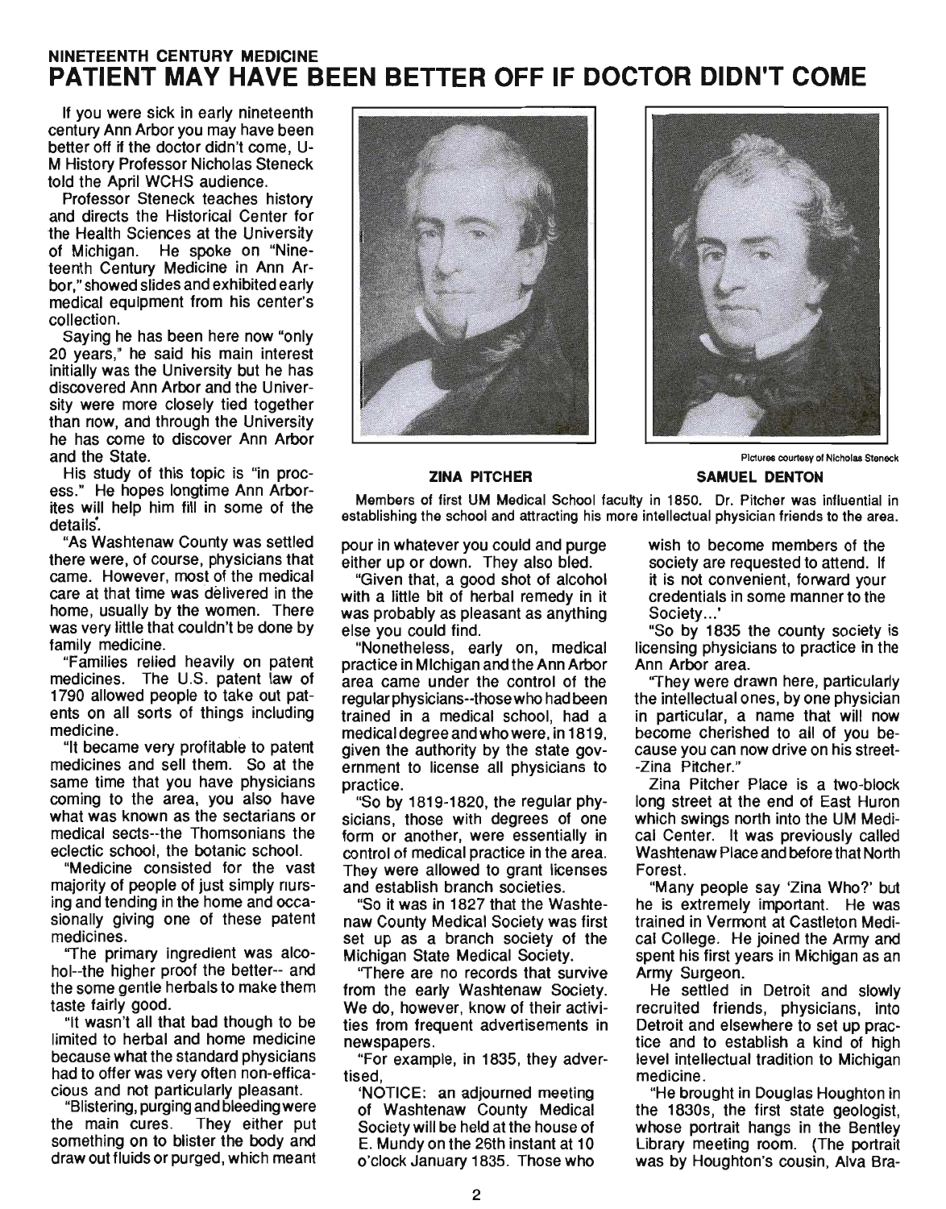## NINETEENTH CENTURY MEDICINE

# PATIENT MAY HAVE BEEN BETTER OFF IF DOCTOR DIDN'T COME

If you were sick in early nineteenth century Ann Arbor you may have been better off if the doctor didn't come, U-M History Professor Nicholas Steneck told the April WCHS audience.

Professor Steneck teaches history and directs the Historical Center for the Health Sciences at the University of Michigan. He spoke on "Nineteenth Century Medicine in Ann Arbor," showed slides and exhibited early medical equipment from his center's collection.

Saying he has been here now "only 20 years," he said his main interest initially was the University but he has discovered Ann Arbor and the University were more closely tied together than now, and through the University he has come to discover Ann Arbor and the State.

His study of this topic is "in process." He hopes longtime Ann Arborites will help him fill in some of the details.

"As Washtenaw County was settled there were, of course, physicians that came. However, most of the medical care at that time was delivered in the home, usually by the women. There was very little that couldn't be done by family medicine.

"Families relied heavily on patent medicines. The U.S. patent law of 1790 allowed people to take out patents on all sorts of things including medicine.

"It became very profitable to patent medicines and sell them. So at the same time that you have physicians coming to the area, you also have what was known as the sectarians or medical sects--the Thomsonians the eclectic school, the botanic school.

"Medicine consisted for the vast majority of people of just simply nursing and tending in the home and occasionally giving one of these patent medicines.

"The primary ingredient was alcohol--the higher proof the better-- and the some gentle herbals to make them taste fairly good.

"It wasn't all that bad though to be limited to herbal and home medicine because what the standard physicians had to offer was very often non-efficacious and not particularly pleasant.

"Blistering, purging and bleeding were the main cures. They either put something on to blister the body and draw out fluids or purged, which meant pour in whatever you could and purge either up or down. They also bled.

"Given that, a good shot of alcohol with a little bit of herbal remedy in it was probably as pleasant as anything else you could find.

"Nonetheless, early on, medical practice in Michigan and the Ann Arbor area came under the control of the regular physicians--those who had been trained in a medical school, had a medical degree and who were, in 1819, given the authority by the state government to license all physicians to practice.

"So by 1819-1820, the regular physicians, those with degrees of one form or another, were essentially in control of medical practice in the area. They were allowed to grant licenses and establish branch societies.

"So it was in 1827 that the Washtenaw County Medical Society was first set up as a branch society of the Michigan State Medical Society.

"There are no records that survive from the early Washtenaw Society. We do, however, know of their activities from frequent advertisements in newspapers.

"For example, in 1835, they advertised,

> 'NOTICE: an adjourned meeting of Washtenaw County Medical Society will be held at the house of E. Mundy on the 26th instant at 10 o'clock January 1835. Those who wish to become members of the society are requested to attend. If it is not convenient, forward your credentials in some manner to the Society...'

"So by 1835 the county society is licensing physicians to practice in the Ann Arbor area.

"They were drawn here, particularly the intellectual ones, by one physician in particular, a name that will now become cherished to all of you because you can now drive on his street--Zina Pitcher."

Zina Pitcher Place is a two-block long street at the end of East Huron which swings north into the UM Medical Center. It was previously called Washtenaw Place and before that North Forest.

"Many people say 'Zina Who?' but he is extremely important. He was trained in Vermont at Castleton Medical College. He joined the Army and spent his first years in Michigan as an Army Surgeon.

He settled in Detroit and slowly recruited friends, physicians, into Detroit and elsewhere to set up practice and to establish a kind of high level intellectual tradition to Michigan medicine.

"He brought in Douglas Houghton in the 1830s, the first state geologist, whose portrait hangs in the Bentley Library meeting room. (The portrait was by Houghton's cousin, Alva Bra-

ZINA PITCHER — SAMUEL DENTON

Pictures courtesy of Nicholas Steneck

Members of first UM Medical School faculty in 1850. Dr. Pitcher was influential in establishing the school and attracting his more intellectual physician friends to the area.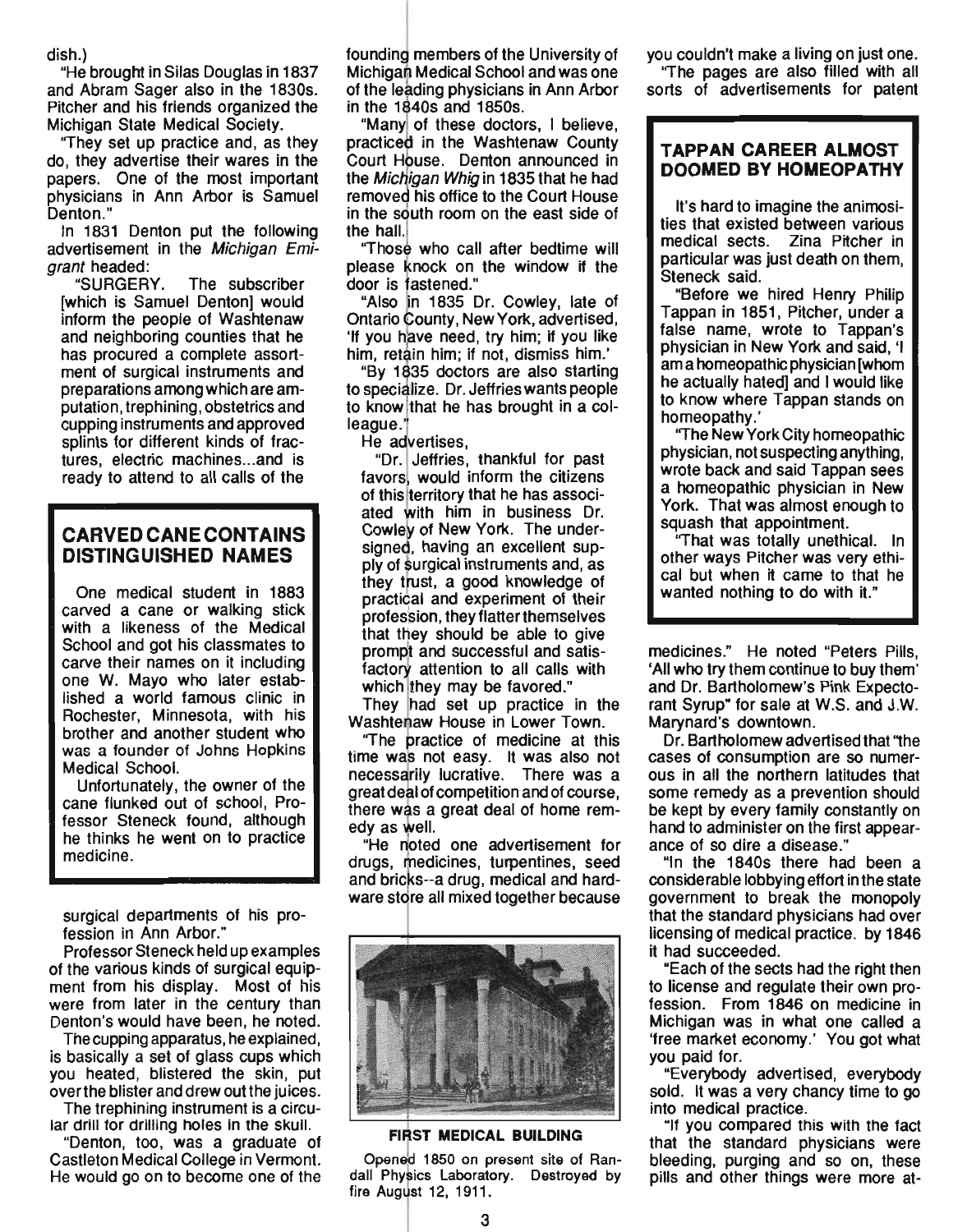dish.)

"He brought in Silas Douglas in 1837 and Abram Sager also in the 1830s. Pitcher and his friends organized the Michigan State Medical Society.

"They set up practice and, as they do, they advertise their wares in the papers. One of the most important physicians in Ann Arbor is Samuel Denton."

In 1831 Denton put the following advertisement in the *Michigan Emigrant* headed:

"SURGERY. The subscriber [which is Samuel Denton] would inform the people of Washtenaw and neighboring counties that he has procured a complete assortment of surgical instruments and preparations among which are amputation, trephining, obstetrics and cupping instruments and approved splints for different kinds of fractures, electric machines...and is ready to attend to all calls of the surgical departments of his profession in Ann Arbor."

Professor Steneck held up examples of the various kinds of surgical equipment from his display. Most of his were from later in the century than Denton's would have been, he noted.

The cupping apparatus, he explained, is basically a set of glass cups which you heated, blistered the skin, put over the blister and drew out the juices.

The trephining instrument is a circular drill for drilling holes in the skull.

"Denton, too, was a graduate of Castleton Medical College in Vermont. He would go on to become one of the founding members of the University of Michigan Medical School and was one of the leading physicians in Ann Arbor in the 1840s and 1850s.

"Many of these doctors, I believe, practiced in the Washtenaw County Court House. Denton announced in the *Michigan Whig* in 1835 that he had removed his office to the Court House in the south room on the east side of the hall.

'Those who call after bedtime will please knock on the window if the door is fastened."

"Also in 1835 Dr. Cowley, late of Ontario County, New York, advertised, 'If you have need, try him; if you like him, retain him; if not, dismiss him.'

"By 1835 doctors are also starting to specialize. Dr. Jeffries wants people to know that he has brought in a colleague."

He advertises,

"Dr. Jeffries, thankful for past favors, would inform the citizens of this territory that he has associated with him in business Dr. Cowley of New York. The undersigned, having an excellent supply of surgical instruments and, as they trust, a good knowledge of practical and experiment of their profession, they flatter themselves that they should be able to give prompt and successful and satisfactory attention to all calls with which they may be favored."

They had set up practice in the Washtenaw House in Lower Town.

"The practice of medicine at this time was not easy. It was also not necessarily lucrative. There was a great deal of competition and of course, there was a great deal of home remedy as well.

"He noted one advertisement for drugs, medicines, turpentines, seed and bricks--a drug, medical and hardware store all mixed together because you couldn't make a living on just one.

"The pages are also filled with all sorts of advertisements for patent medicines." He noted "Peters Pills, 'All who try them continue to buy them' and Dr. Bartholomew's Pink Expectorant Syrup" for sale at W.S. and J.W. Marynard's downtown.

Dr. Bartholomew advertised that "the cases of consumption are so numerous in all the northern latitudes that some remedy as a prevention should be kept by every family constantly on hand to administer on the first appearance of so dire a disease."

"In the 1840s there had been a considerable lobbying effort in the state government to break the monopoly that the standard physicians had over licensing of medical practice. by 1846 it had succeeded.

"Each of the sects had the right then to license and regulate their own profession. From 1846 on medicine in Michigan was in what one called a 'free market economy.' You got what you paid for.

"Everybody advertised, everybody sold. It was a very chancy time to go into medical practice.

"If you compared this with the fact that the standard physicians were bleeding, purging and so on, these pills and other things were more at-

**FIRST MEDICAL BUILDING**

Opened 1850 on present site of Randall Physics Laboratory. Destroyed by fire August 12, 1911.

## CARVED CANE CONTAINS DISTINGUISHED NAMES

One medical student in 1883 carved a cane or walking stick with a likeness of the Medical School and got his classmates to carve their names on it including one W. Mayo who later established a world famous clinic in Rochester, Minnesota, with his brother and another student who was a founder of Johns Hopkins Medical School.

Unfortunately, the owner of the cane flunked out of school, Professor Steneck found, although he thinks he went on to practice medicine.

## TAPPAN CAREER ALMOST DOOMED BY HOMEOPATHY

It's hard to imagine the animosities that existed between various medical sects. Zina Pitcher in particular was just death on them, Steneck said.

"Before we hired Henry Philip Tappan in 1851, Pitcher, under a false name, wrote to Tappan's physician in New York and said, 'I am a homeopathic physician [whom he actually hated] and I would like to know where Tappan stands on homeopathy.'

"The New York City homeopathic physician, not suspecting anything, wrote back and said Tappan sees a homeopathic physician in New York. That was almost enough to squash that appointment.

"That was totally unethical. In other ways Pitcher was very ethical but when it came to that he wanted nothing to do with it."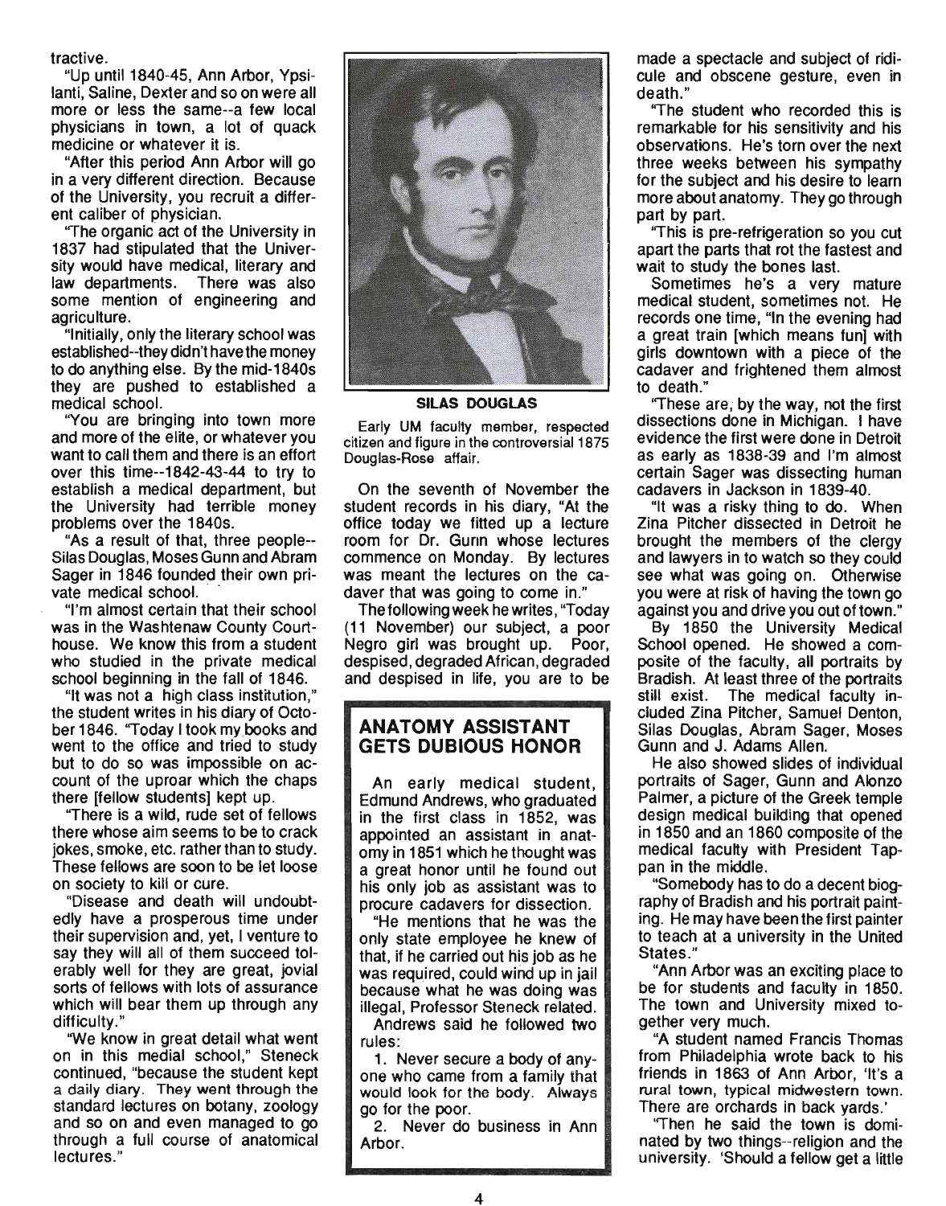tractive.

"Up until 1840-45, Ann Arbor, Ypsilanti, Saline, Dexter and so on were all more or less the same--a few local physicians in town, a lot of quack medicine or whatever it is.

"After this period Ann Arbor will go in a very different direction. Because of the University, you recruit a different caliber of physician.

"The organic act of the University in 1837 had stipulated that the University would have medical, literary and law departments. There was also some mention of engineering and agriculture.

"Initially, only the literary school was established--they didn't have the money to do anything else. By the mid-1840s they are pushed to established a medical school.

"You are bringing into town more and more of the elite, or whatever you want to call them and there is an effort over this time--1842-43-44 to try to establish a medical department, but the University had terrible money problems over the 1840s.

"As a result of that, three people--Silas Douglas, Moses Gunn and Abram Sager in 1846 founded their own private medical school.

"I'm almost certain that their school was in the Washtenaw County Courthouse. We know this from a student who studied in the private medical school beginning in the fall of 1846.

"It was not a high class institution," the student writes in his diary of October 1846. "Today I took my books and went to the office and tried to study but to do so was impossible on account of the uproar which the chaps there [fellow students] kept up.

"There is a wild, rude set of fellows there whose aim seems to be to crack jokes, smoke, etc. rather than to study. These fellows are soon to be let loose on society to kill or cure.

"Disease and death will undoubtedly have a prosperous time under their supervision and, yet, I venture to say they will all of them succeed tolerably well for they are great, jovial sorts of fellows with lots of assurance which will bear them up through any difficulty."

"We know in great detail what went on in this medial school," Steneck continued, "because the student kept a daily diary. They went through the standard lectures on botany, zoology and so on and even managed to go through a full course of anatomical lectures."

**SILAS DOUGLAS**

Early UM faculty member, respected citizen and figure in the controversial 1875 Douglas-Rose affair.

On the seventh of November the student records in his diary, "At the office today we fitted up a lecture room for Dr. Gunn whose lectures commence on Monday. By lectures was meant the lectures on the cadaver that was going to come in."

The following week he writes, "Today (11 November) our subject, a poor Negro girl was brought up. Poor, despised, degraded African, degraded and despised in life, you are to be made a spectacle and subject of ridicule and obscene gesture, even in death."

"The student who recorded this is remarkable for his sensitivity and his observations. He's torn over the next three weeks between his sympathy for the subject and his desire to learn more about anatomy. They go through part by part.

"This is pre-refrigeration so you cut apart the parts that rot the fastest and wait to study the bones last.

Sometimes he's a very mature medical student, sometimes not. He records one time, "In the evening had a great train [which means fun] with girls downtown with a piece of the cadaver and frightened them almost to death."

"These are, by the way, not the first dissections done in Michigan. I have evidence the first were done in Detroit as early as 1838-39 and I'm almost certain Sager was dissecting human cadavers in Jackson in 1839-40.

"It was a risky thing to do. When Zina Pitcher dissected in Detroit he brought the members of the clergy and lawyers in to watch so they could see what was going on. Otherwise you were at risk of having the town go against you and drive you out of town."

By 1850 the University Medical School opened. He showed a composite of the faculty, all portraits by Bradish. At least three of the portraits still exist. The medical faculty included Zina Pitcher, Samuel Denton, Silas Douglas, Abram Sager, Moses Gunn and J. Adams Allen.

He also showed slides of individual portraits of Sager, Gunn and Alonzo Palmer, a picture of the Greek temple design medical building that opened in 1850 and an 1860 composite of the medical faculty with President Tappan in the middle.

"Somebody has to do a decent biography of Bradish and his portrait painting. He may have been the first painter to teach at a university in the United States."

"Ann Arbor was an exciting place to be for students and faculty in 1850. The town and University mixed together very much.

"A student named Francis Thomas from Philadelphia wrote back to his friends in 1863 of Ann Arbor, 'It's a rural town, typical midwestern town. There are orchards in back yards.'

"Then he said the town is dominated by two things--religion and the university. 'Should a fellow get a little

## ANATOMY ASSISTANT GETS DUBIOUS HONOR

An early medical student, Edmund Andrews, who graduated in the first class in 1852, was appointed an assistant in anatomy in 1851 which he thought was a great honor until he found out his only job as assistant was to procure cadavers for dissection.

"He mentions that he was the only state employee he knew of that, if he carried out his job as he was required, could wind up in jail because what he was doing was illegal, Professor Steneck related.

Andrews said he followed two rules:

1. Never secure a body of anyone who came from a family that would look for the body. Always go for the poor.
2. Never do business in Ann Arbor.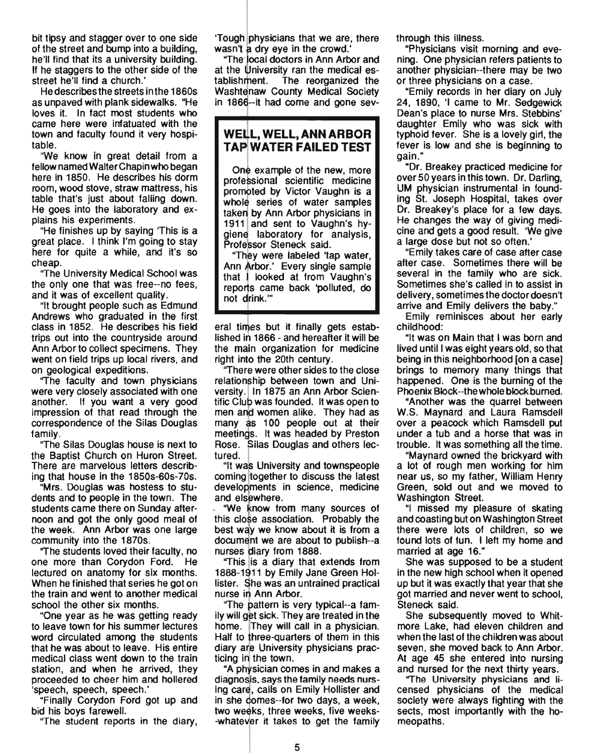bit tipsy and stagger over to one side of the street and bump into a building, he'll find that its a university building. If he staggers to the other side of the street he'll find a church.'

He describes the streets in the 1860s as unpaved with plank sidewalks. "He loves it. In fact most students who came here were infatuated with the town and faculty found it very hospitable.

"We know in great detail from a fellow named Walter Chapin who began here in 1850. He describes his dorm room, wood stove, straw mattress, his table that's just about falling down. He goes into the laboratory and explains his experiments.

"He finishes up by saying 'This is a great place. I think I'm going to stay here for quite a while, and it's so cheap.

"The University Medical School was the only one that was free--no fees, and it was of excellent quality.

"It brought people such as Edmund Andrews who graduated in the first class in 1852. He describes his field trips out into the countryside around Ann Arbor to collect specimens. They went on field trips up local rivers, and on geological expeditions.

"The faculty and town physicians were very closely associated with one another. If you want a very good impression of that read through the correspondence of the Silas Douglas family.

"The Silas Douglas house is next to the Baptist Church on Huron Street. There are marvelous letters describing that house in the 1850s-60s-70s.

"Mrs. Douglas was hostess to students and to people in the town. The students came there on Sunday afternoon and got the only good meal of the week. Ann Arbor was one large community into the 1870s.

"The students loved their faculty, no one more than Corydon Ford. He lectured on anatomy for six months. When he finished that series he got on the train and went to another medical school the other six months.

"One year as he was getting ready to leave town for his summer lectures word circulated among the students that he was about to leave. His entire medical class went down to the train station, and when he arrived, they proceeded to cheer him and hollered 'speech, speech, speech.'

"Finally Corydon Ford got up and bid his boys farewell.

"The student reports in the diary, 'Tough physicians that we are, there wasn't a dry eye in the crowd.'

"The local doctors in Ann Arbor and at the University ran the medical establishment. The reorganized the Washtenaw County Medical Society in 1866--it had come and gone several times but it finally gets established in 1866 - and hereafter it will be the main organization for medicine right into the 20th century.

"There were other sides to the close relationship between town and University. In 1875 an Ann Arbor Scientific Club was founded. It was open to men and women alike. They had as many as 100 people out at their meetings. It was headed by Preston Rose. Silas Douglas and others lectured.

"It was University and townspeople coming together to discuss the latest developments in science, medicine and elsewhere.

"We know from many sources of this close association. Probably the best way we know about it is from a document we are about to publish--a nurses diary from 1888.

"This is a diary that extends from 1888-1911 by Emily Jane Green Hollister. She was an untrained practical nurse in Ann Arbor.

"The pattern is very typical--a family will get sick. They are treated in the home. They will call in a physician. Half to three-quarters of them in this diary are University physicians practicing in the town.

"A physician comes in and makes a diagnosis, says the family needs nursing care, calls on Emily Hollister and in she comes--for two days, a week, two weeks, three weeks, five weeks--whatever it takes to get the family through this illness.

"Physicians visit morning and evening. One physician refers patients to another physician--there may be two or three physicians on a case.

"Emily records in her diary on July 24, 1890, 'I came to Mr. Sedgewick Dean's place to nurse Mrs. Stebbins' daughter Emily who was sick with typhoid fever. She is a lovely girl, the fever is low and she is beginning to gain."

"Dr. Breakey practiced medicine for over 50 years in this town. Dr. Darling, UM physician instrumental in founding St. Joseph Hospital, takes over Dr. Breakey's place for a few days. He changes the way of giving medicine and gets a good result. 'We give a large dose but not so often.'

"Emily takes care of case after case after case. Sometimes there will be several in the family who are sick. Sometimes she's called in to assist in delivery, sometimes the doctor doesn't arrive and Emily delivers the baby."

Emily reminisces about her early childhood:

"It was on Main that I was born and lived until I was eight years old, so that being in this neighborhood [on a case] brings to memory many things that happened. One is the burning of the Phoenix Block--the whole block burned.

"Another was the quarrel between W.S. Maynard and Laura Ramsdell over a peacock which Ramsdell put under a tub and a horse that was in trouble. It was something all the time.

"Maynard owned the brickyard with a lot of rough men working for him near us, so my father, William Henry Green, sold out and we moved to Washington Street.

"I missed my pleasure of skating and coasting but on Washington Street there were lots of children, so we found lots of fun. I left my home and married at age 16."

She was supposed to be a student in the new high school when it opened up but it was exactly that year that she got married and never went to school, Steneck said.

She subsequently moved to Whitmore Lake, had eleven children and when the last of the children was about seven, she moved back to Ann Arbor. At age 45 she entered into nursing and nursed for the next thirty years.

"The University physicians and licensed physicians of the medical society were always fighting with the sects, most importantly with the homeopaths.

## WELL, WELL, ANN ARBOR TAP WATER FAILED TEST

One example of the new, more professional scientific medicine promoted by Victor Vaughn is a whole series of water samples taken by Ann Arbor physicians in 1911 and sent to Vaughn's hygiene laboratory for analysis, Professor Steneck said.

"They were labeled 'tap water, Ann Arbor.' Every single sample that I looked at from Vaughn's reports came back 'polluted, do not drink.'"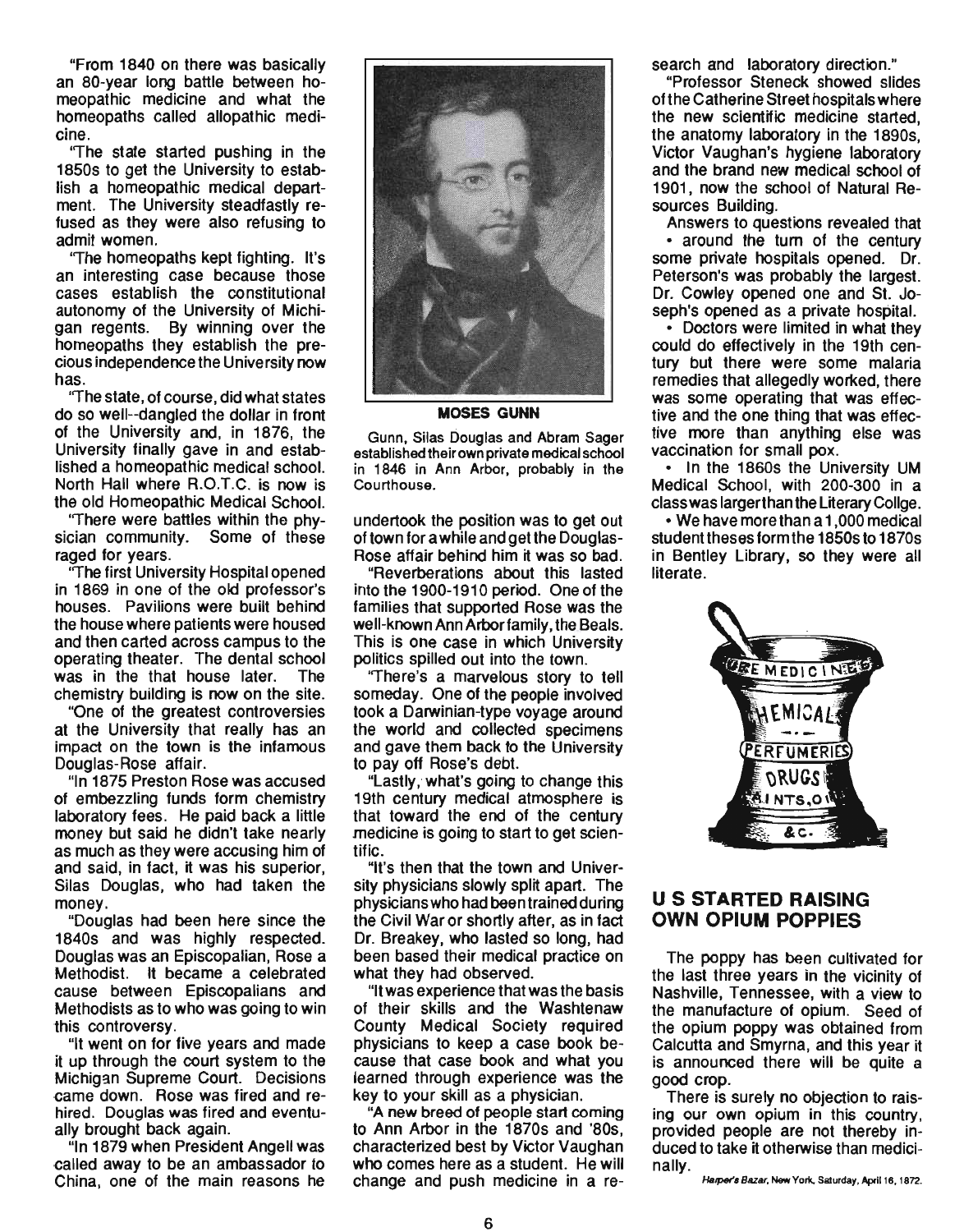"From 1840 on there was basically an 80-year long battle between homeopathic medicine and what the homeopaths called allopathic medicine.

"The state started pushing in the 1850s to get the University to establish a homeopathic medical department. The University steadfastly refused as they were also refusing to admit women.

"The homeopaths kept fighting. It's an interesting case because those cases establish the constitutional autonomy of the University of Michigan regents. By winning over the homeopaths they establish the precious independence the University now has.

"The state, of course, did what states do so well--dangled the dollar in front of the University and, in 1876, the University finally gave in and established a homeopathic medical school. North Hall where R.O.T.C. is now is the old Homeopathic Medical School.

"There were battles within the physician community. Some of these raged for years.

"The first University Hospital opened in 1869 in one of the old professor's houses. Pavilions were built behind the house where patients were housed and then carted across campus to the operating theater. The dental school was in the that house later. The chemistry building is now on the site.

"One of the greatest controversies at the University that really has an impact on the town is the infamous Douglas-Rose affair.

"In 1875 Preston Rose was accused of embezzling funds form chemistry laboratory fees. He paid back a little money but said he didn't take nearly as much as they were accusing him of and said, in fact, it was his superior, Silas Douglas, who had taken the money.

"Douglas had been here since the 1840s and was highly respected. Douglas was an Episcopalian, Rose a Methodist. It became a celebrated cause between Episcopalians and Methodists as to who was going to win this controversy.

"It went on for five years and made it up through the court system to the Michigan Supreme Court. Decisions came down. Rose was fired and rehired. Douglas was fired and eventually brought back again.

"In 1879 when President Angell was called away to be an ambassador to China, one of the main reasons he undertook the position was to get out of town for a while and get the Douglas-Rose affair behind him it was so bad.

"Reverberations about this lasted into the 1900-1910 period. One of the families that supported Rose was the well-known Ann Arbor family, the Beals. This is one case in which University politics spilled out into the town.

"There's a marvelous story to tell someday. One of the people involved took a Darwinian-type voyage around the world and collected specimens and gave them back to the University to pay off Rose's debt.

"Lastly, what's going to change this 19th century medical atmosphere is that toward the end of the century medicine is going to start to get scientific.

"It's then that the town and University physicians slowly split apart. The physicians who had been trained during the Civil War or shortly after, as in fact Dr. Breakey, who lasted so long, had been based their medical practice on what they had observed.

"It was experience that was the basis of their skills and the Washtenaw County Medical Society required physicians to keep a case book because that case book and what you learned through experience was the key to your skill as a physician.

"A new breed of people start coming to Ann Arbor in the 1870s and '80s, characterized best by Victor Vaughan who comes here as a student. He will change and push medicine in a research and laboratory direction."

"Professor Steneck showed slides of the Catherine Street hospitals where the new scientific medicine started, the anatomy laboratory in the 1890s, Victor Vaughan's hygiene laboratory and the brand new medical school of 1901, now the school of Natural Resources Building.

Answers to questions revealed that

- around the turn of the century some private hospitals opened. Dr. Peterson's was probably the largest. Dr. Cowley opened one and St. Joseph's opened as a private hospital.
- Doctors were limited in what they could do effectively in the 19th century but there were some malaria remedies that allegedly worked, there was some operating that was effective and the one thing that was effective more than anything else was vaccination for small pox.
- In the 1860s the University UM Medical School, with 200-300 in a class was larger than the Literary Collge.
- We have more than a 1,000 medical student theses form the 1850s to 1870s in Bentley Library, so they were all literate.

**MOSES GUNN**

Gunn, Silas Douglas and Abram Sager established their own private medical school in 1846 in Ann Arbor, probably in the Courthouse.

## U S STARTED RAISING OWN OPIUM POPPIES

The poppy has been cultivated for the last three years in the vicinity of Nashville, Tennessee, with a view to the manufacture of opium. Seed of the opium poppy was obtained from Calcutta and Smyrna, and this year it is announced there will be quite a good crop.

There is surely no objection to raising our own opium in this country, provided people are not thereby induced to take it otherwise than medicinally.

*Harper's Bazar, New York, Saturday, April 16, 1872.*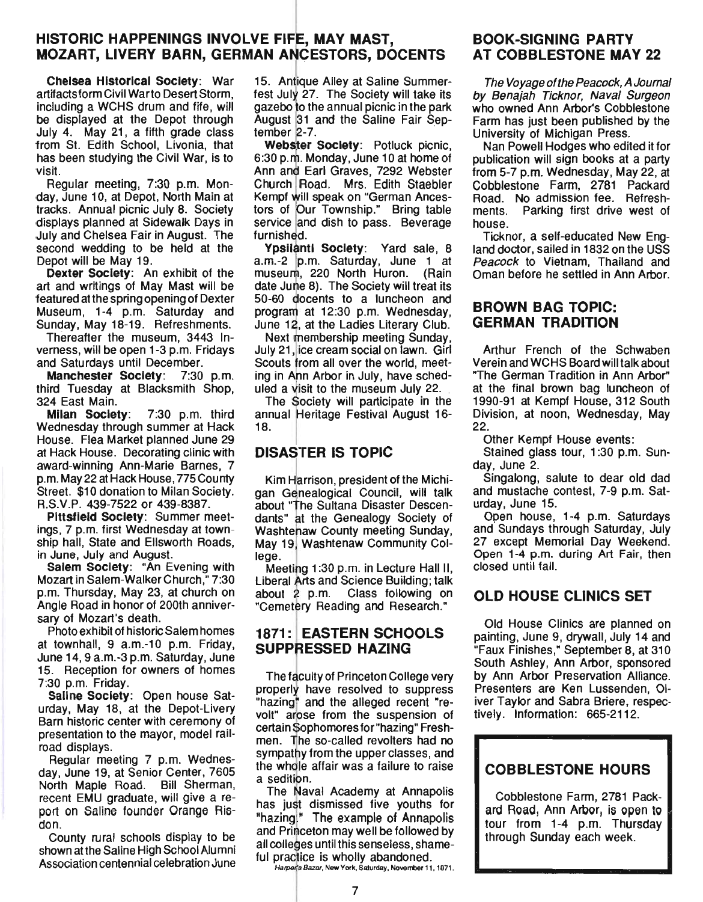## HISTORIC HAPPENINGS INVOLVE FIFE, MAY MAST, MOZART, LIVERY BARN, GERMAN ANCESTORS, DOCENTS

**Chelsea Historical Society**: War artifacts form Civil War to Desert Storm, including a WCHS drum and fife, will be displayed at the Depot through July 4. May 21, a fifth grade class from St. Edith School, Livonia, that has been studying the Civil War, is to visit.

Regular meeting, 7:30 p.m. Monday, June 10, at Depot, North Main at tracks. Annual picnic July 8. Society displays planned at Sidewalk Days in July and Chelsea Fair in August. The second wedding to be held at the Depot will be May 19.

**Dexter Society**: An exhibit of the art and writings of May Mast will be featured at the spring opening of Dexter Museum, 1-4 p.m. Saturday and Sunday, May 18-19. Refreshments.

Thereafter the museum, 3443 Inverness, will be open 1-3 p.m. Fridays and Saturdays until December.

**Manchester Society**: 7:30 p.m. third Tuesday at Blacksmith Shop, 324 East Main.

**Milan Society**: 7:30 p.m. third Wednesday through summer at Hack House. Flea Market planned June 29 at Hack House. Decorating clinic with award-winning Ann-Marie Barnes, 7 p.m. May 22 at Hack House, 775 County Street. $10 donation to Milan Society. R.S.V.P. 439-7522 or 439-8387.

**Pittsfield Society**: Summer meetings, 7 p.m. first Wednesday at township hall, State and Ellsworth Roads, in June, July and August.

**Salem Society**: "An Evening with Mozart in Salem-Walker Church," 7:30 p.m. Thursday, May 23, at church on Angle Road in honor of 200th anniversary of Mozart's death.

Photo exhibit of historic Salem homes at townhall, 9 a.m.-10 p.m. Friday, June 14, 9 a.m.-3 p.m. Saturday, June 15. Reception for owners of homes 7:30 p.m. Friday.

**Saline Society**: Open house Saturday, May 18, at the Depot-Livery Barn historic center with ceremony of presentation to the mayor, model railroad displays.

Regular meeting 7 p.m. Wednesday, June 19, at Senior Center, 7605 North Maple Road. Bill Sherman, recent EMU graduate, will give a report on Saline founder Orange Risdon.

County rural schools display to be shown at the Saline High School Alumni Association centennial celebration June 15. Antique Alley at Saline Summerfest July 27. The Society will take its gazebo to the annual picnic in the park August 31 and the Saline Fair September 2-7.

**Webster Society**: Potluck picnic, 6:30 p.m. Monday, June 10 at home of Ann and Earl Graves, 7292 Webster Church Road. Mrs. Edith Staebler Kempf will speak on "German Ancestors of Our Township." Bring table service and dish to pass. Beverage furnished.

**Ypsilanti Society**: Yard sale, 8 a.m.-2 p.m. Saturday, June 1 at museum, 220 North Huron. (Rain date June 8). The Society will treat its 50-60 docents to a luncheon and program at 12:30 p.m. Wednesday, June 12, at the Ladies Literary Club.

Next membership meeting Sunday, July 21, ice cream social on lawn. Girl Scouts from all over the world, meeting in Ann Arbor in July, have scheduled a visit to the museum July 22.

The Society will participate in the annual Heritage Festival August 16-18.

## DISASTER IS TOPIC

Kim Harrison, president of the Michigan Genealogical Council, will talk about "The Sultana Disaster Descendants" at the Genealogy Society of Washtenaw County meeting Sunday, May 19, Washtenaw Community College.

Meeting 1:30 p.m. in Lecture Hall II, Liberal Arts and Science Building; talk about 2 p.m. Class following on "Cemetery Reading and Research."

## 1871: EASTERN SCHOOLS SUPPRESSED HAZING

The faculty of Princeton College very properly have resolved to suppress "hazing" and the alleged recent "revolt" arose from the suspension of certain Sophomores for "hazing" Freshmen. The so-called revolters had no sympathy from the upper classes, and the whole affair was a failure to raise a sedition.

The Naval Academy at Annapolis has just dismissed five youths for "hazing." The example of Annapolis and Princeton may well be followed by all colleges until this senseless, shameful practice is wholly abandoned.

*Harper's Bazar*, New York, Saturday, November 11, 1871.

## BOOK-SIGNING PARTY AT COBBLESTONE MAY 22

*The Voyage of the Peacock, A Journal by Benajah Ticknor, Naval Surgeon* who owned Ann Arbor's Cobblestone Farm has just been published by the University of Michigan Press.

Nan Powell Hodges who edited it for publication will sign books at a party from 5-7 p.m. Wednesday, May 22, at Cobblestone Farm, 2781 Packard Road. No admission fee. Refreshments. Parking first drive west of house.

Ticknor, a self-educated New England doctor, sailed in 1832 on the USS *Peacock* to Vietnam, Thailand and Oman before he settled in Ann Arbor.

## BROWN BAG TOPIC: GERMAN TRADITION

Arthur French of the Schwaben Verein and WCHS Board will talk about "The German Tradition in Ann Arbor" at the final brown bag luncheon of 1990-91 at Kempf House, 312 South Division, at noon, Wednesday, May 22.

Other Kempf House events:

Stained glass tour, 1:30 p.m. Sunday, June 2.

Singalong, salute to dear old dad and mustache contest, 7-9 p.m. Saturday, June 15.

Open house, 1-4 p.m. Saturdays and Sundays through Saturday, July 27 except Memorial Day Weekend. Open 1-4 p.m. during Art Fair, then closed until fall.

## OLD HOUSE CLINICS SET

Old House Clinics are planned on painting, June 9, drywall, July 14 and "Faux Finishes," September 8, at 310 South Ashley, Ann Arbor, sponsored by Ann Arbor Preservation Alliance. Presenters are Ken Lussenden, Oliver Taylor and Sabra Briere, respectively. Information: 665-2112.

## COBBLESTONE HOURS

Cobblestone Farm, 2781 Packard Road, Ann Arbor, is open to tour from 1-4 p.m. Thursday through Sunday each week.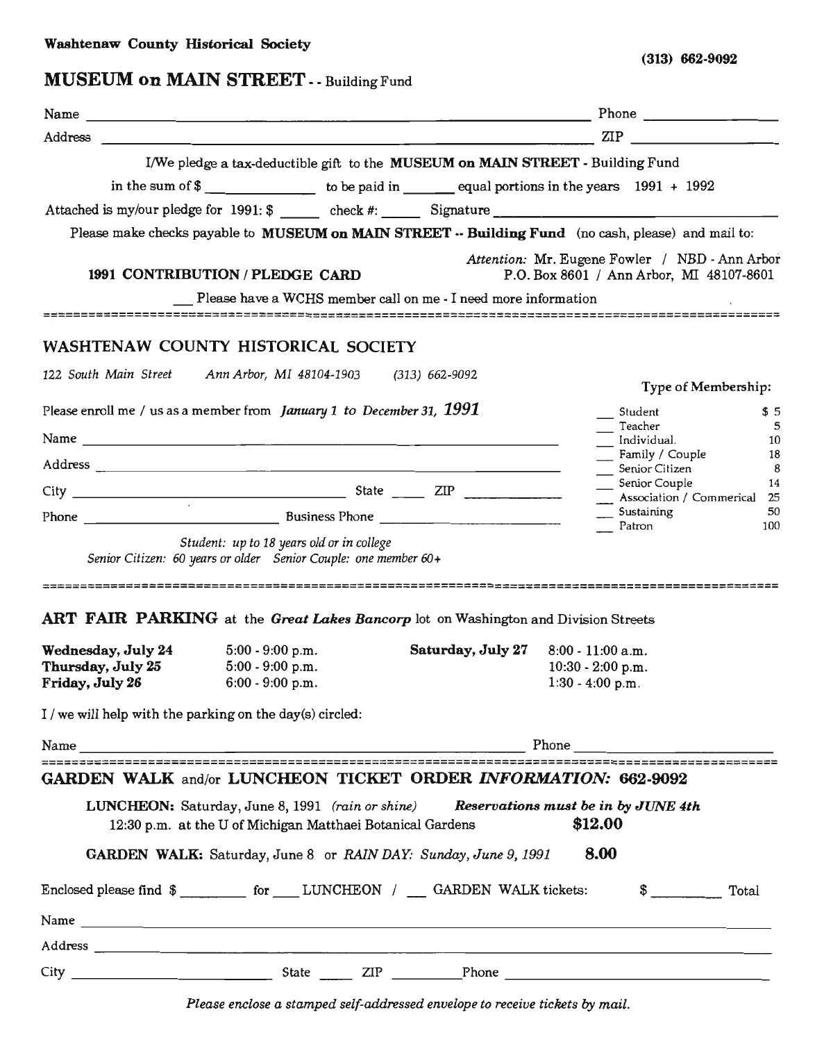**Washtenaw County Historical Society**

(313) 662-9092

## MUSEUM on MAIN STREET - - Building Fund

Name ______________________________ Phone ______________

Address ______________________________ ZIP ______________

I/We pledge a tax-deductible gift to the **MUSEUM on MAIN STREET** - Building Fund

in the sum of $ ____________ to be paid in ______ equal portions in the years 1991 + 1992

Attached is my/our pledge for 1991: $ _____ check #: _____ Signature ______________________

Please make checks payable to **MUSEUM on MAIN STREET -- Building Fund** (no cash, please) and mail to:

*Attention:* Mr. Eugene Fowler / NBD - Ann Arbor
P.O. Box 8601 / Ann Arbor, MI 48107-8601

**1991 CONTRIBUTION / PLEDGE CARD**

__ Please have a WCHS member call on me - I need more information

---

## WASHTENAW COUNTY HISTORICAL SOCIETY

*122 South Main Street Ann Arbor, MI 48104-1903 (313) 662-9092*

Please enroll me / us as a member from *January 1 to December 31, 1991*

Name ______________________________

Address ______________________________

City ______________________ State ____ ZIP __________

Phone ______________________ Business Phone ______________________

*Student: up to 18 years old or in college*
*Senior Citizen: 60 years or older Senior Couple: one member 60+*

Type of Membership:

| Type | Amount |
|---|---|
| __ Student | $ 5 |
| __ Teacher | 5 |
| __ Individual. | 10 |
| __ Family / Couple | 18 |
| __ Senior Citizen | 8 |
| __ Senior Couple | 14 |
| __ Association / Commerical | 25 |
| __ Sustaining | 50 |
| __ Patron | 100 |

---

**ART FAIR PARKING** at the ***Great Lakes Bancorp*** lot on Washington and Division Streets

**Wednesday, July 24** 5:00 - 9:00 p.m.
**Thursday, July 25** 5:00 - 9:00 p.m.
**Friday, July 26** 6:00 - 9:00 p.m.

**Saturday, July 27** 8:00 - 11:00 a.m.
10:30 - 2:00 p.m.
1:30 - 4:00 p.m.

I / we will help with the parking on the day(s) circled:

Name ______________________________ Phone ______________

---

## GARDEN WALK and/or LUNCHEON TICKET ORDER *INFORMATION:* 662-9092

**LUNCHEON:** Saturday, June 8, 1991 *(rain or shine)* ***Reservations must be in by JUNE 4th***
12:30 p.m. at the U of Michigan Matthaei Botanical Gardens **$12.00**

**GARDEN WALK:** Saturday, June 8 or *RAIN DAY: Sunday, June 9, 1991* **8.00**

Enclosed please find $ ________ for ___ LUNCHEON / __ GARDEN WALK tickets: $ ________ Total

Name ______________________________

Address ______________________________

City ______________ State ____ ZIP ________ Phone ______________

*Please enclose a stamped self-addressed envelope to receive tickets by mail.*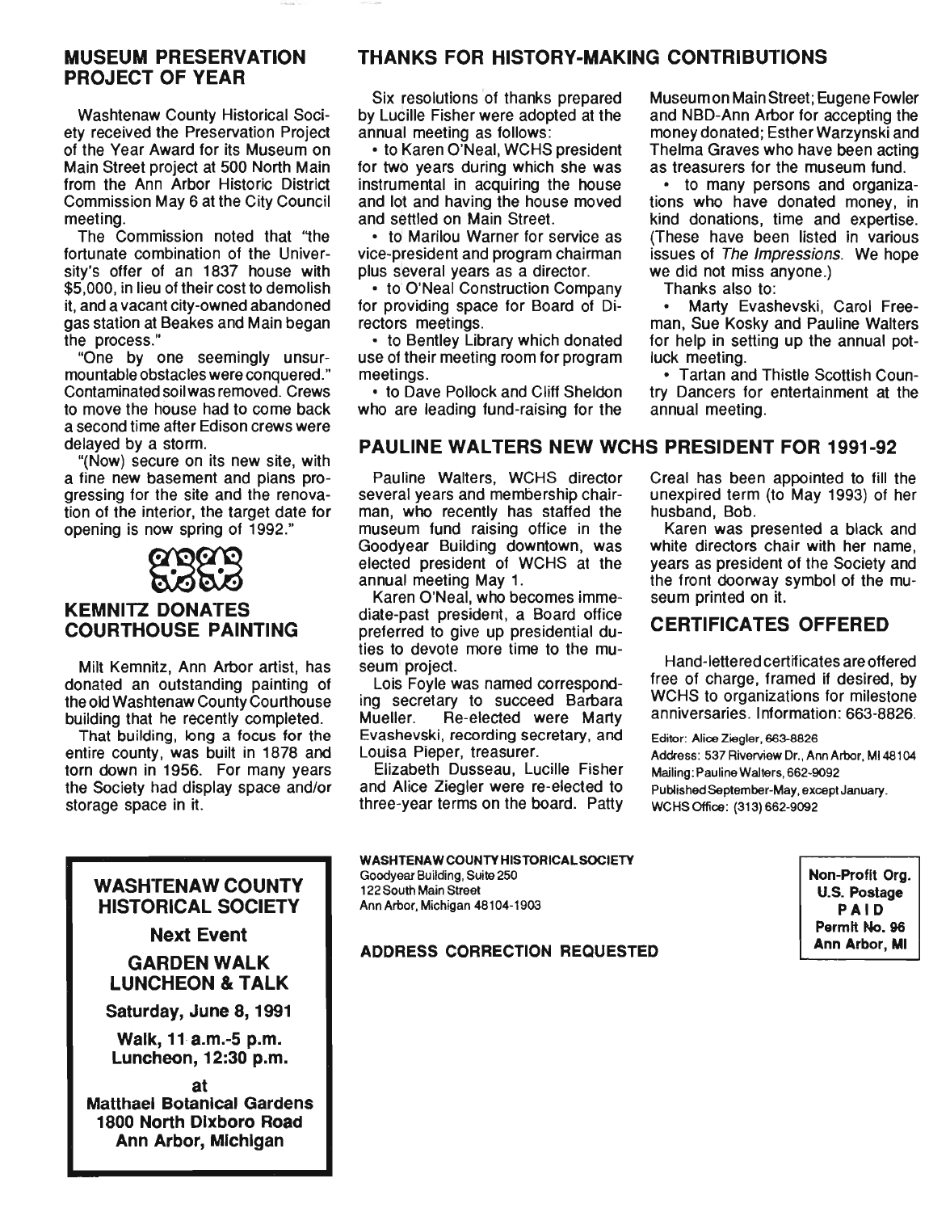## MUSEUM PRESERVATION PROJECT OF YEAR

Washtenaw County Historical Society received the Preservation Project of the Year Award for its Museum on Main Street project at 500 North Main from the Ann Arbor Historic District Commission May 6 at the City Council meeting.

The Commission noted that "the fortunate combination of the University's offer of an 1837 house with $5,000, in lieu of their cost to demolish it, and a vacant city-owned abandoned gas station at Beakes and Main began the process."

"One by one seemingly unsurmountable obstacles were conquered." Contaminated soil was removed. Crews to move the house had to come back a second time after Edison crews were delayed by a storm.

"(Now) secure on its new site, with a fine new basement and plans progressing for the site and the renovation of the interior, the target date for opening is now spring of 1992."

## KEMNITZ DONATES COURTHOUSE PAINTING

Milt Kemnitz, Ann Arbor artist, has donated an outstanding painting of the old Washtenaw County Courthouse building that he recently completed.

That building, long a focus for the entire county, was built in 1878 and torn down in 1956. For many years the Society had display space and/or storage space in it.

## THANKS FOR HISTORY-MAKING CONTRIBUTIONS

Six resolutions of thanks prepared by Lucille Fisher were adopted at the annual meeting as follows:

- to Karen O'Neal, WCHS president for two years during which she was instrumental in acquiring the house and lot and having the house moved and settled on Main Street.
- to Marilou Warner for service as vice-president and program chairman plus several years as a director.
- to O'Neal Construction Company for providing space for Board of Directors meetings.
- to Bentley Library which donated use of their meeting room for program meetings.
- to Dave Pollock and Cliff Sheldon who are leading fund-raising for the Museum on Main Street; Eugene Fowler and NBD-Ann Arbor for accepting the money donated; Esther Warzynski and Thelma Graves who have been acting as treasurers for the museum fund.
- to many persons and organizations who have donated money, in kind donations, time and expertise. (These have been listed in various issues of *The Impressions*. We hope we did not miss anyone.)

Thanks also to:

- Marty Evashevski, Carol Freeman, Sue Kosky and Pauline Walters for help in setting up the annual potluck meeting.
- Tartan and Thistle Scottish Country Dancers for entertainment at the annual meeting.

## PAULINE WALTERS NEW WCHS PRESIDENT FOR 1991-92

Pauline Walters, WCHS director several years and membership chairman, who recently has staffed the museum fund raising office in the Goodyear Building downtown, was elected president of WCHS at the annual meeting May 1.

Karen O'Neal, who becomes immediate-past president, a Board office preferred to give up presidential duties to devote more time to the museum project.

Lois Foyle was named corresponding secretary to succeed Barbara Mueller. Re-elected were Marty Evashevski, recording secretary, and Louisa Pieper, treasurer.

Elizabeth Dusseau, Lucille Fisher and Alice Ziegler were re-elected to three-year terms on the board. Patty Creal has been appointed to fill the unexpired term (to May 1993) of her husband, Bob.

Karen was presented a black and white directors chair with her name, years as president of the Society and the front doorway symbol of the museum printed on it.

## CERTIFICATES OFFERED

Hand-lettered certificates are offered free of charge, framed if desired, by WCHS to organizations for milestone anniversaries. Information: 663-8826.

Editor: Alice Ziegler, 663-8826
Address: 537 Riverview Dr., Ann Arbor, MI 48104
Mailing: Pauline Walters, 662-9092
Published September-May, except January.
WCHS Office: (313) 662-9092

---

**WASHTENAW COUNTY HISTORICAL SOCIETY**

**Next Event**

**GARDEN WALK LUNCHEON & TALK**

**Saturday, June 8, 1991**

**Walk, 11 a.m.-5 p.m.**
**Luncheon, 12:30 p.m.**

**at**
**Matthaei Botanical Gardens**
**1800 North Dixboro Road**
**Ann Arbor, Michigan**

---

**WASHTENAW COUNTY HISTORICAL SOCIETY**
Goodyear Building, Suite 250
122 South Main Street
Ann Arbor, Michigan 48104-1903

**ADDRESS CORRECTION REQUESTED**

**Non-Profit Org.**
**U.S. Postage**
**PAID**
**Permit No. 96**
**Ann Arbor, MI**